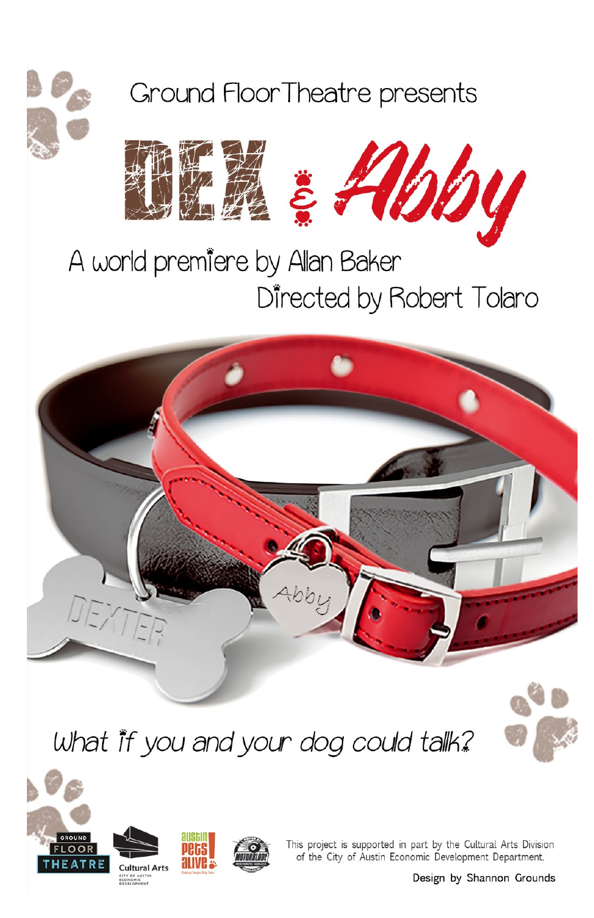Ground Floor Theatre presents

# DEX & Abby

## A world premiere by Allan Baker

### Directed by Robert Tolaro

*What if you and your dog could talk?*

This project is supported in part by the Cultural Arts Division of the City of Austin Economic Development Department.

Design by Shannon Grounds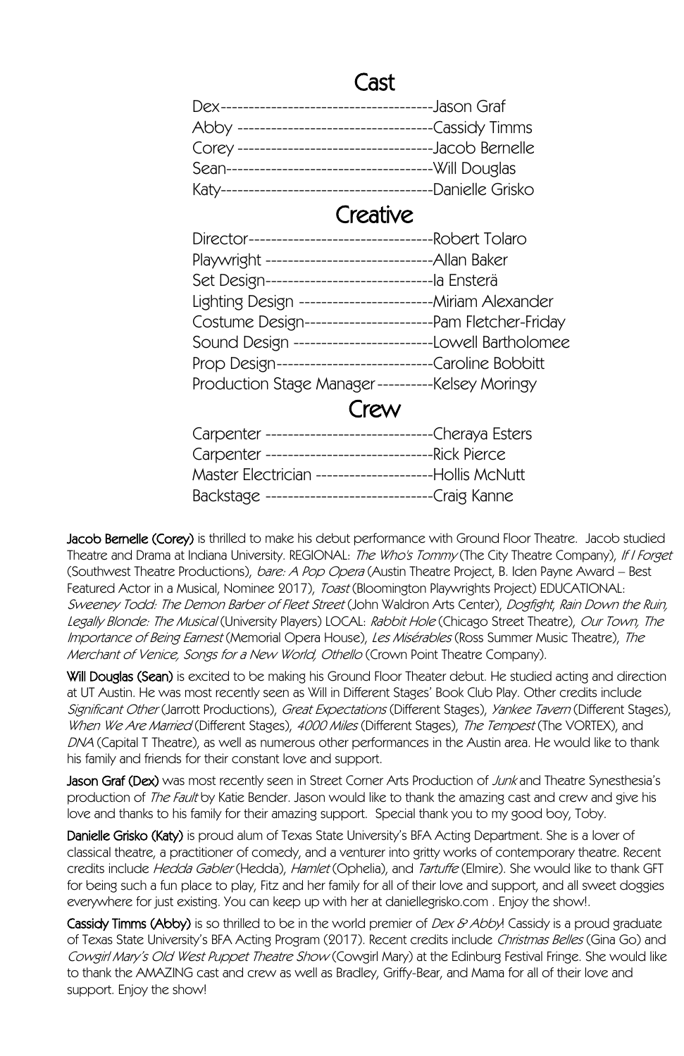## Cast

Dex--------------------------------------Jason Graf
Abby ----------------------------------Cassidy Timms
Corey ----------------------------------Jacob Bernelle
Sean-------------------------------------Will Douglas
Katy-------------------------------------Danielle Grisko

## Creative

Director---------------------------------Robert Tolaro
Playwright ------------------------------Allan Baker
Set Design------------------------------Ia Ensterä
Lighting Design ------------------------Miriam Alexander
Costume Design-----------------------Pam Fletcher-Friday
Sound Design -------------------------Lowell Bartholomee
Prop Design----------------------------Caroline Bobbitt
Production Stage Manager----------Kelsey Moringy

## Crew

Carpenter ------------------------------Cheraya Esters
Carpenter ------------------------------Rick Pierce
Master Electrician ---------------------Hollis McNutt
Backstage ------------------------------Craig Kanne

**Jacob Bernelle (Corey)** is thrilled to make his debut performance with Ground Floor Theatre. Jacob studied Theatre and Drama at Indiana University. REGIONAL: *The Who's Tommy* (The City Theatre Company), *If I Forget* (Southwest Theatre Productions), *bare: A Pop Opera* (Austin Theatre Project, B. Iden Payne Award – Best Featured Actor in a Musical, Nominee 2017), *Toast* (Bloomington Playwrights Project) EDUCATIONAL: *Sweeney Todd: The Demon Barber of Fleet Street* (John Waldron Arts Center), *Dogfight, Rain Down the Ruin, Legally Blonde: The Musical* (University Players) LOCAL: *Rabbit Hole* (Chicago Street Theatre), *Our Town, The Importance of Being Earnest* (Memorial Opera House), *Les Misérables* (Ross Summer Music Theatre), *The Merchant of Venice, Songs for a New World, Othello* (Crown Point Theatre Company).

**Will Douglas (Sean)** is excited to be making his Ground Floor Theater debut. He studied acting and direction at UT Austin. He was most recently seen as Will in Different Stages' Book Club Play. Other credits include *Significant Other* (Jarrott Productions), *Great Expectations* (Different Stages), *Yankee Tavern* (Different Stages), *When We Are Married* (Different Stages), *4000 Miles* (Different Stages), *The Tempest* (The VORTEX), and *DNA* (Capital T Theatre), as well as numerous other performances in the Austin area. He would like to thank his family and friends for their constant love and support.

**Jason Graf (Dex)** was most recently seen in Street Corner Arts Production of *Junk* and Theatre Synesthesia's production of *The Fault* by Katie Bender. Jason would like to thank the amazing cast and crew and give his love and thanks to his family for their amazing support. Special thank you to my good boy, Toby.

**Danielle Grisko (Katy)** is proud alum of Texas State University's BFA Acting Department. She is a lover of classical theatre, a practitioner of comedy, and a venturer into gritty works of contemporary theatre. Recent credits include *Hedda Gabler* (Hedda), *Hamlet* (Ophelia), and *Tartuffe* (Elmire). She would like to thank GFT for being such a fun place to play, Fitz and her family for all of their love and support, and all sweet doggies everywhere for just existing. You can keep up with her at daniellegrisko.com . Enjoy the show!.

**Cassidy Timms (Abby)** is so thrilled to be in the world premier of *Dex & Abby*! Cassidy is a proud graduate of Texas State University's BFA Acting Program (2017). Recent credits include *Christmas Belles* (Gina Go) and *Cowgirl Mary's Old West Puppet Theatre Show* (Cowgirl Mary) at the Edinburg Festival Fringe. She would like to thank the AMAZING cast and crew as well as Bradley, Griffy-Bear, and Mama for all of their love and support. Enjoy the show!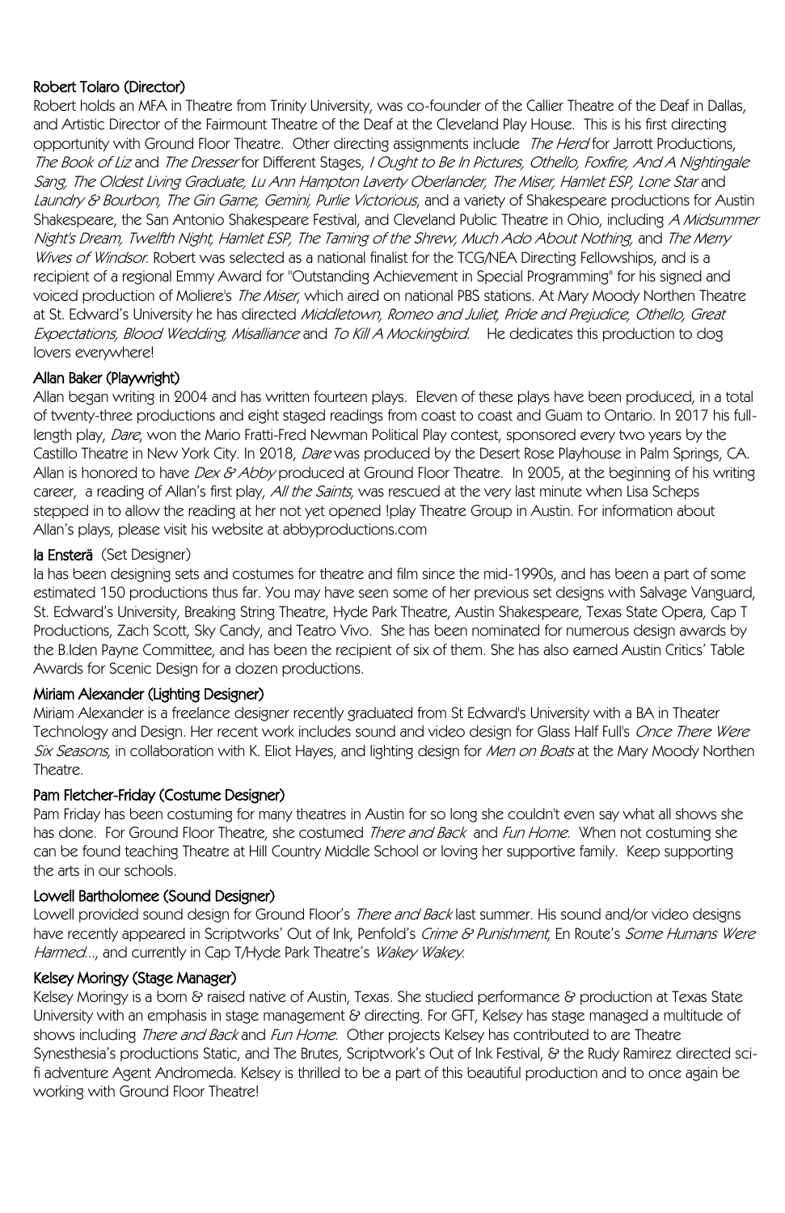**Robert Tolaro (Director)**

Robert holds an MFA in Theatre from Trinity University, was co-founder of the Callier Theatre of the Deaf in Dallas, and Artistic Director of the Fairmount Theatre of the Deaf at the Cleveland Play House. This is his first directing opportunity with Ground Floor Theatre. Other directing assignments include *The Herd* for Jarrott Productions, *The Book of Liz* and *The Dresser* for Different Stages, *I Ought to Be In Pictures, Othello, Foxfire, And A Nightingale Sang, The Oldest Living Graduate, Lu Ann Hampton Laverty Oberlander, The Miser, Hamlet ESP, Lone Star* and *Laundry & Bourbon, The Gin Game, Gemini, Purlie Victorious*, and a variety of Shakespeare productions for Austin Shakespeare, the San Antonio Shakespeare Festival, and Cleveland Public Theatre in Ohio, including *A Midsummer Night's Dream, Twelfth Night, Hamlet ESP, The Taming of the Shrew, Much Ado About Nothing,* and *The Merry Wives of Windsor*. Robert was selected as a national finalist for the TCG/NEA Directing Fellowships, and is a recipient of a regional Emmy Award for "Outstanding Achievement in Special Programming" for his signed and voiced production of Moliere's *The Miser*, which aired on national PBS stations. At Mary Moody Northen Theatre at St. Edward's University he has directed *Middletown, Romeo and Juliet, Pride and Prejudice, Othello, Great Expectations, Blood Wedding, Misalliance* and *To Kill A Mockingbird*. He dedicates this production to dog lovers everywhere!

**Allan Baker (Playwright)**

Allan began writing in 2004 and has written fourteen plays. Eleven of these plays have been produced, in a total of twenty-three productions and eight staged readings from coast to coast and Guam to Ontario. In 2017 his full-length play, *Dare*, won the Mario Fratti-Fred Newman Political Play contest, sponsored every two years by the Castillo Theatre in New York City. In 2018, *Dare* was produced by the Desert Rose Playhouse in Palm Springs, CA. Allan is honored to have *Dex & Abby* produced at Ground Floor Theatre. In 2005, at the beginning of his writing career, a reading of Allan's first play, *All the Saints*, was rescued at the very last minute when Lisa Scheps stepped in to allow the reading at her not yet opened !play Theatre Group in Austin. For information about Allan's plays, please visit his website at abbyproductions.com

**Ia Ensterä** (Set Designer)

Ia has been designing sets and costumes for theatre and film since the mid-1990s, and has been a part of some estimated 150 productions thus far. You may have seen some of her previous set designs with Salvage Vanguard, St. Edward's University, Breaking String Theatre, Hyde Park Theatre, Austin Shakespeare, Texas State Opera, Cap T Productions, Zach Scott, Sky Candy, and Teatro Vivo. She has been nominated for numerous design awards by the B.Iden Payne Committee, and has been the recipient of six of them. She has also earned Austin Critics' Table Awards for Scenic Design for a dozen productions.

**Miriam Alexander (Lighting Designer)**

Miriam Alexander is a freelance designer recently graduated from St Edward's University with a BA in Theater Technology and Design. Her recent work includes sound and video design for Glass Half Full's *Once There Were Six Seasons*, in collaboration with K. Eliot Hayes, and lighting design for *Men on Boats* at the Mary Moody Northen Theatre.

**Pam Fletcher-Friday (Costume Designer)**

Pam Friday has been costuming for many theatres in Austin for so long she couldn't even say what all shows she has done. For Ground Floor Theatre, she costumed *There and Back* and *Fun Home*. When not costuming she can be found teaching Theatre at Hill Country Middle School or loving her supportive family. Keep supporting the arts in our schools.

**Lowell Bartholomee (Sound Designer)**

Lowell provided sound design for Ground Floor's *There and Back* last summer. His sound and/or video designs have recently appeared in Scriptworks' Out of Ink, Penfold's *Crime & Punishment*, En Route's *Some Humans Were Harmed...*, and currently in Cap T/Hyde Park Theatre's *Wakey Wakey*.

**Kelsey Moringy (Stage Manager)**

Kelsey Moringy is a born & raised native of Austin, Texas. She studied performance & production at Texas State University with an emphasis in stage management & directing. For GFT, Kelsey has stage managed a multitude of shows including *There and Back* and *Fun Home*. Other projects Kelsey has contributed to are Theatre Synesthesia's productions Static, and The Brutes, Scriptwork's Out of Ink Festival, & the Rudy Ramirez directed sci-fi adventure Agent Andromeda. Kelsey is thrilled to be a part of this beautiful production and to once again be working with Ground Floor Theatre!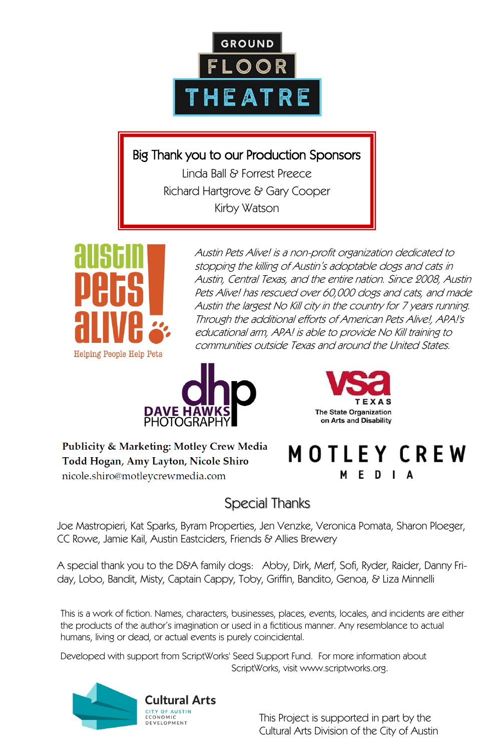GROUND FLOOR THEATRE

**Big Thank you to our Production Sponsors**

Linda Ball & Forrest Preece

Richard Hartgrove & Gary Cooper

Kirby Watson

austin pets alive!

Helping People Help Pets

*Austin Pets Alive! is a non-profit organization dedicated to stopping the killing of Austin's adoptable dogs and cats in Austin, Central Texas, and the entire nation. Since 2008, Austin Pets Alive! has rescued over 60,000 dogs and cats, and made Austin the largest No Kill city in the country for 7 years running. Through the additional efforts of American Pets Alive!, APA!'s educational arm, APA! is able to provide No Kill training to communities outside Texas and around the United States.*

dhp DAVE HAWKS PHOTOGRAPHY

vsa TEXAS The State Organization on Arts and Disability

**Publicity & Marketing: Motley Crew Media**
**Todd Hogan, Amy Layton, Nicole Shiro**
nicole.shiro@motleycrewmedia.com

MOTLEY CREW MEDIA

## Special Thanks

Joe Mastropieri, Kat Sparks, Byram Properties, Jen Venzke, Veronica Pomata, Sharon Ploeger, CC Rowe, Jamie Kail, Austin Eastciders, Friends & Allies Brewery

A special thank you to the D&A family dogs: Abby, Dirk, Merf, Sofi, Ryder, Raider, Danny Friday, Lobo, Bandit, Misty, Captain Cappy, Toby, Griffin, Bandito, Genoa, & Liza Minnelli

This is a work of fiction. Names, characters, businesses, places, events, locales, and incidents are either the products of the author's imagination or used in a fictitious manner. Any resemblance to actual humans, living or dead, or actual events is purely coincidental.

Developed with support from ScriptWorks' Seed Support Fund. For more information about ScriptWorks, visit www.scriptworks.org.

Cultural Arts
CITY OF AUSTIN ECONOMIC DEVELOPMENT

This Project is supported in part by the Cultural Arts Division of the City of Austin